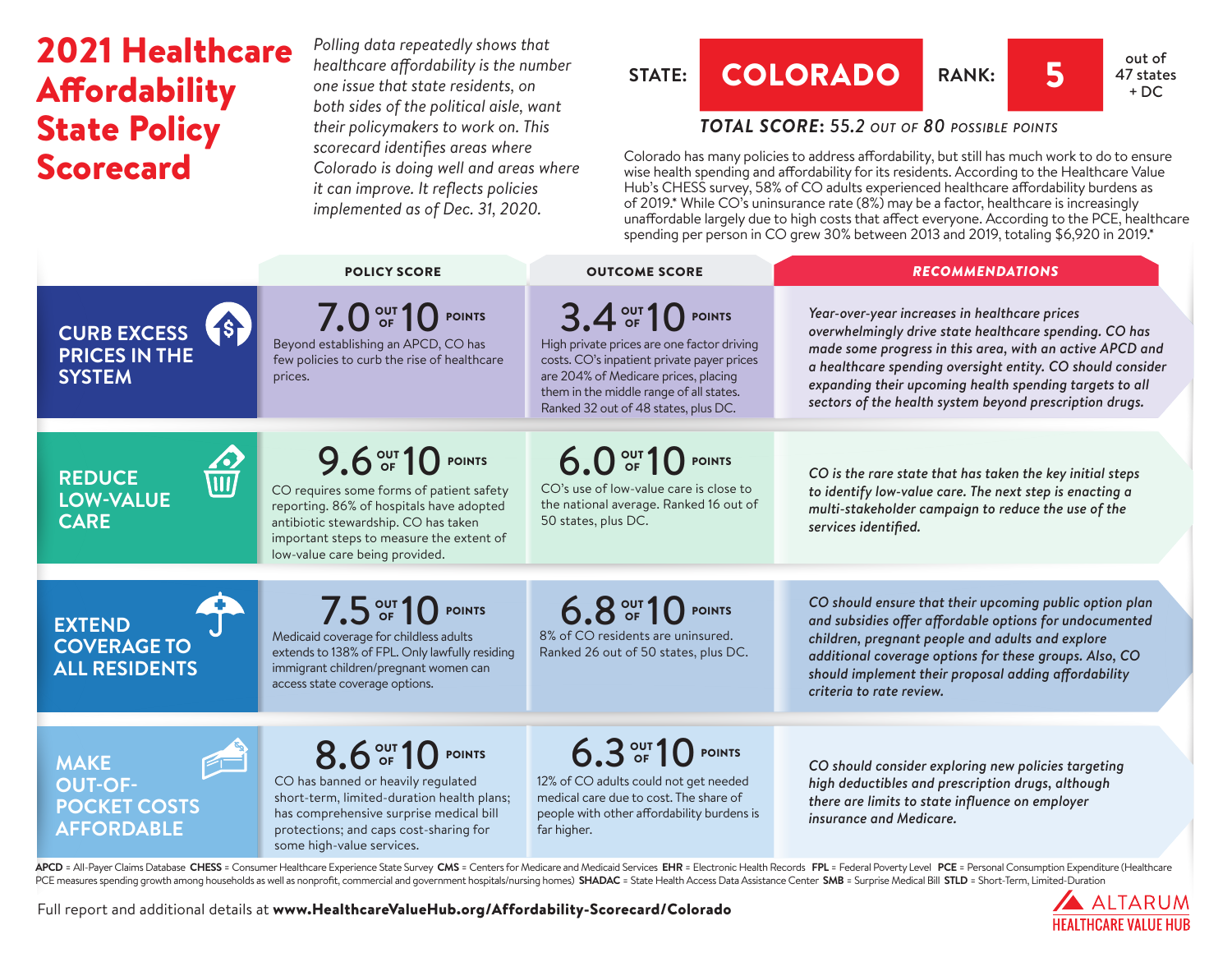# 2021 Healthcare Affordability State Policy Scorecard

*Polling data repeatedly shows that healthcare affordability is the number one issue that state residents, on both sides of the political aisle, want their policymakers to work on. This scorecard identifies areas where Colorado is doing well and areas where it can improve. It reflects policies implemented as of Dec. 31, 2020.*

**STATE: COLORADO** **RANK: 5** out of 47 states + DC

***TOTAL SCORE:* 55.2 *OUT OF* 80 *POSSIBLE POINTS***

Colorado has many policies to address affordability, but still has much work to do to ensure wise health spending and affordability for its residents. According to the Healthcare Value Hub's CHESS survey, 58% of CO adults experienced healthcare affordability burdens as of 2019.* While CO's uninsurance rate (8%) may be a factor, healthcare is increasingly unaffordable largely due to high costs that affect everyone. According to the PCE, healthcare spending per person in CO grew 30% between 2013 and 2019, totaling $6,920 in 2019.*

| | POLICY SCORE | OUTCOME SCORE | RECOMMENDATIONS |
|---|---|---|---|
| **CURB EXCESS PRICES IN THE SYSTEM** | **7.0 OUT OF 10 POINTS** Beyond establishing an APCD, CO has few policies to curb the rise of healthcare prices. | **3.4 OUT OF 10 POINTS** High private prices are one factor driving costs. CO's inpatient private payer prices are 204% of Medicare prices, placing them in the middle range of all states. Ranked 32 out of 48 states, plus DC. | *Year-over-year increases in healthcare prices overwhelmingly drive state healthcare spending. CO has made some progress in this area, with an active APCD and a healthcare spending oversight entity. CO should consider expanding their upcoming health spending targets to all sectors of the health system beyond prescription drugs.* |
| **REDUCE LOW-VALUE CARE** | **9.6 OUT OF 10 POINTS** CO requires some forms of patient safety reporting. 86% of hospitals have adopted antibiotic stewardship. CO has taken important steps to measure the extent of low-value care being provided. | **6.0 OUT OF 10 POINTS** CO's use of low-value care is close to the national average. Ranked 16 out of 50 states, plus DC. | *CO is the rare state that has taken the key initial steps to identify low-value care. The next step is enacting a multi-stakeholder campaign to reduce the use of the services identified.* |
| **EXTEND COVERAGE TO ALL RESIDENTS** | **7.5 OUT OF 10 POINTS** Medicaid coverage for childless adults extends to 138% of FPL. Only lawfully residing immigrant children/pregnant women can access state coverage options. | **6.8 OUT OF 10 POINTS** 8% of CO residents are uninsured. Ranked 26 out of 50 states, plus DC. | *CO should ensure that their upcoming public option plan and subsidies offer affordable options for undocumented children, pregnant people and adults and explore additional coverage options for these groups. Also, CO should implement their proposal adding affordability criteria to rate review.* |
| **MAKE OUT-OF-POCKET COSTS AFFORDABLE** | **8.6 OUT OF 10 POINTS** CO has banned or heavily regulated short-term, limited-duration health plans; has comprehensive surprise medical bill protections; and caps cost-sharing for some high-value services. | **6.3 OUT OF 10 POINTS** 12% of CO adults could not get needed medical care due to cost. The share of people with other affordability burdens is far higher. | *CO should consider exploring new policies targeting high deductibles and prescription drugs, although there are limits to state influence on employer insurance and Medicare.* |

**APCD** = All-Payer Claims Database **CHESS** = Consumer Healthcare Experience State Survey **CMS** = Centers for Medicare and Medicaid Services **EHR** = Electronic Health Records **FPL** = Federal Poverty Level **PCE** = Personal Consumption Expenditure (Healthcare PCE measures spending growth among households as well as nonprofit, commercial and government hospitals/nursing homes) **SHADAC** = State Health Access Data Assistance Center **SMB** = Surprise Medical Bill **STLD** = Short-Term, Limited-Duration

Full report and additional details at **www.HealthcareValueHub.org/Affordability-Scorecard/Colorado**

ALTARUM HEALTHCARE VALUE HUB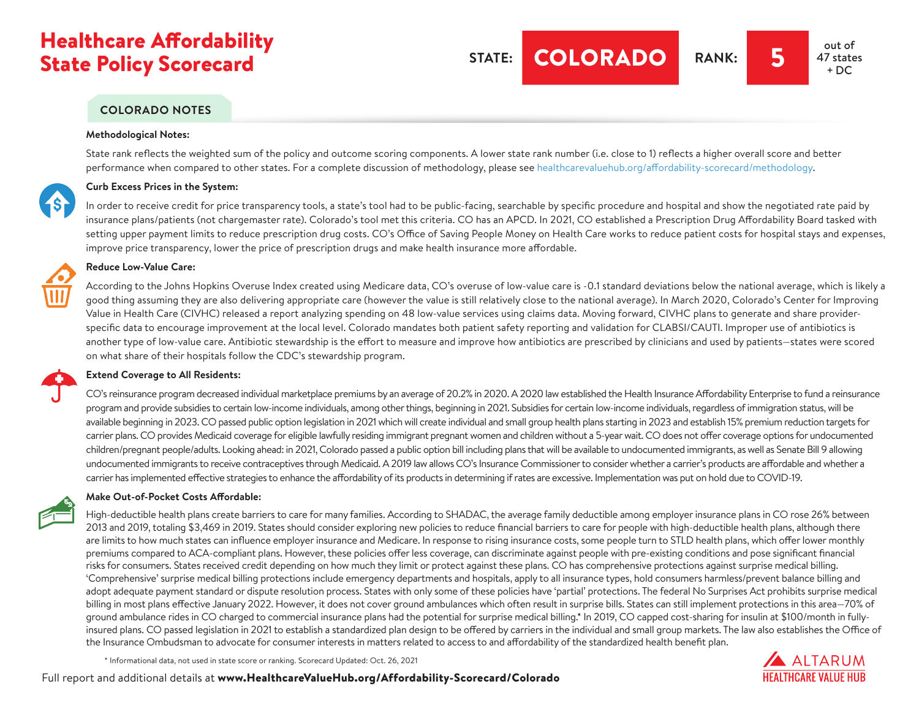# Healthcare Affordability State Policy Scorecard

**STATE:** COLORADO **RANK:** 5 out of 47 states + DC

## COLORADO NOTES

**Methodological Notes:**

State rank reflects the weighted sum of the policy and outcome scoring components. A lower state rank number (i.e. close to 1) reflects a higher overall score and better performance when compared to other states. For a complete discussion of methodology, please see healthcarevaluehub.org/affordability-scorecard/methodology.

**Curb Excess Prices in the System:**

In order to receive credit for price transparency tools, a state's tool had to be public-facing, searchable by specific procedure and hospital and show the negotiated rate paid by insurance plans/patients (not chargemaster rate). Colorado's tool met this criteria. CO has an APCD. In 2021, CO established a Prescription Drug Affordability Board tasked with setting upper payment limits to reduce prescription drug costs. CO's Office of Saving People Money on Health Care works to reduce patient costs for hospital stays and expenses, improve price transparency, lower the price of prescription drugs and make health insurance more affordable.

**Reduce Low-Value Care:**

According to the Johns Hopkins Overuse Index created using Medicare data, CO's overuse of low-value care is -0.1 standard deviations below the national average, which is likely a good thing assuming they are also delivering appropriate care (however the value is still relatively close to the national average). In March 2020, Colorado's Center for Improving Value in Health Care (CIVHC) released a report analyzing spending on 48 low-value services using claims data. Moving forward, CIVHC plans to generate and share provider-specific data to encourage improvement at the local level. Colorado mandates both patient safety reporting and validation for CLABSI/CAUTI. Improper use of antibiotics is another type of low-value care. Antibiotic stewardship is the effort to measure and improve how antibiotics are prescribed by clinicians and used by patients—states were scored on what share of their hospitals follow the CDC's stewardship program.

**Extend Coverage to All Residents:**

CO's reinsurance program decreased individual marketplace premiums by an average of 20.2% in 2020. A 2020 law established the Health Insurance Affordability Enterprise to fund a reinsurance program and provide subsidies to certain low-income individuals, among other things, beginning in 2021. Subsidies for certain low-income individuals, regardless of immigration status, will be available beginning in 2023. CO passed public option legislation in 2021 which will create individual and small group health plans starting in 2023 and establish 15% premium reduction targets for carrier plans. CO provides Medicaid coverage for eligible lawfully residing immigrant pregnant women and children without a 5-year wait. CO does not offer coverage options for undocumented children/pregnant people/adults. Looking ahead: in 2021, Colorado passed a public option bill including plans that will be available to undocumented immigrants, as well as Senate Bill 9 allowing undocumented immigrants to receive contraceptives through Medicaid. A 2019 law allows CO's Insurance Commissioner to consider whether a carrier's products are affordable and whether a carrier has implemented effective strategies to enhance the affordability of its products in determining if rates are excessive. Implementation was put on hold due to COVID-19.

**Make Out-of-Pocket Costs Affordable:**

High-deductible health plans create barriers to care for many families. According to SHADAC, the average family deductible among employer insurance plans in CO rose 26% between 2013 and 2019, totaling $3,469 in 2019. States should consider exploring new policies to reduce financial barriers to care for people with high-deductible health plans, although there are limits to how much states can influence employer insurance and Medicare. In response to rising insurance costs, some people turn to STLD health plans, which offer lower monthly premiums compared to ACA-compliant plans. However, these policies offer less coverage, can discriminate against people with pre-existing conditions and pose significant financial risks for consumers. States received credit depending on how much they limit or protect against these plans. CO has comprehensive protections against surprise medical billing. 'Comprehensive' surprise medical billing protections include emergency departments and hospitals, apply to all insurance types, hold consumers harmless/prevent balance billing and adopt adequate payment standard or dispute resolution process. States with only some of these policies have 'partial' protections. The federal No Surprises Act prohibits surprise medical billing in most plans effective January 2022. However, it does not cover ground ambulances which often result in surprise bills. States can still implement protections in this area—70% of ground ambulance rides in CO charged to commercial insurance plans had the potential for surprise medical billing.* In 2019, CO capped cost-sharing for insulin at $100/month in fully-insured plans. CO passed legislation in 2021 to establish a standardized plan design to be offered by carriers in the individual and small group markets. The law also establishes the Office of the Insurance Ombudsman to advocate for consumer interests in matters related to access to and affordability of the standardized health benefit plan.

\* Informational data, not used in state score or ranking. Scorecard Updated: Oct. 26, 2021

Full report and additional details at **www.HealthcareValueHub.org/Affordability-Scorecard/Colorado**

ALTARUM HEALTHCARE VALUE HUB